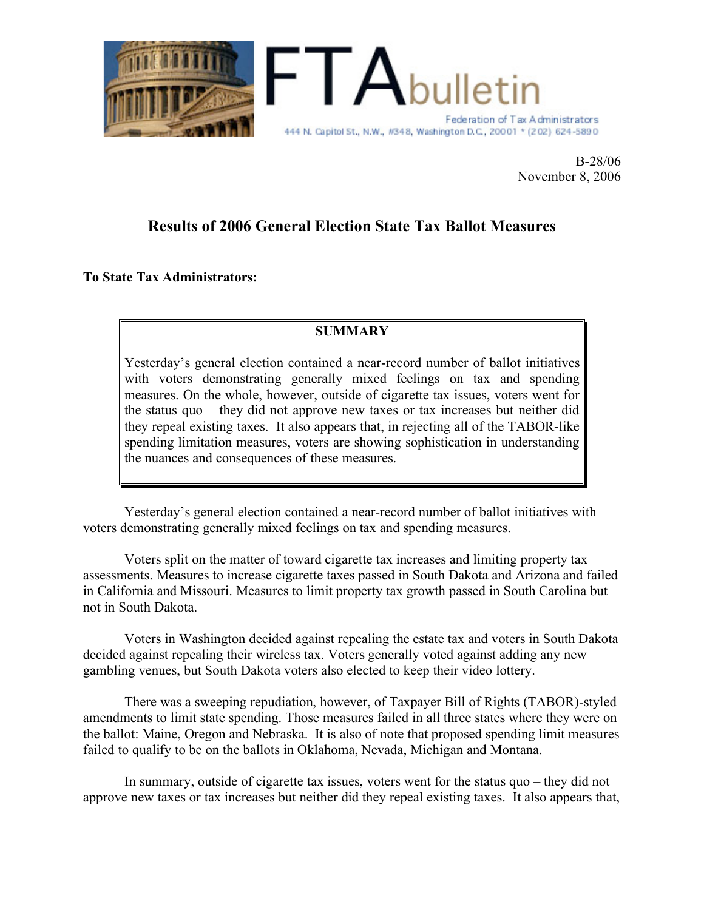# FTA bulletin

Federation of Tax Administrators
444 N. Capitol St., N.W., #348, Washington D.C., 20001 * (202) 624-5890

B-28/06
November 8, 2006

## Results of 2006 General Election State Tax Ballot Measures

**To State Tax Administrators:**

> **SUMMARY**
>
> Yesterday's general election contained a near-record number of ballot initiatives with voters demonstrating generally mixed feelings on tax and spending measures. On the whole, however, outside of cigarette tax issues, voters went for the status quo – they did not approve new taxes or tax increases but neither did they repeal existing taxes. It also appears that, in rejecting all of the TABOR-like spending limitation measures, voters are showing sophistication in understanding the nuances and consequences of these measures.

Yesterday's general election contained a near-record number of ballot initiatives with voters demonstrating generally mixed feelings on tax and spending measures.

Voters split on the matter of toward cigarette tax increases and limiting property tax assessments. Measures to increase cigarette taxes passed in South Dakota and Arizona and failed in California and Missouri. Measures to limit property tax growth passed in South Carolina but not in South Dakota.

Voters in Washington decided against repealing the estate tax and voters in South Dakota decided against repealing their wireless tax. Voters generally voted against adding any new gambling venues, but South Dakota voters also elected to keep their video lottery.

There was a sweeping repudiation, however, of Taxpayer Bill of Rights (TABOR)-styled amendments to limit state spending. Those measures failed in all three states where they were on the ballot: Maine, Oregon and Nebraska. It is also of note that proposed spending limit measures failed to qualify to be on the ballots in Oklahoma, Nevada, Michigan and Montana.

In summary, outside of cigarette tax issues, voters went for the status quo – they did not approve new taxes or tax increases but neither did they repeal existing taxes. It also appears that,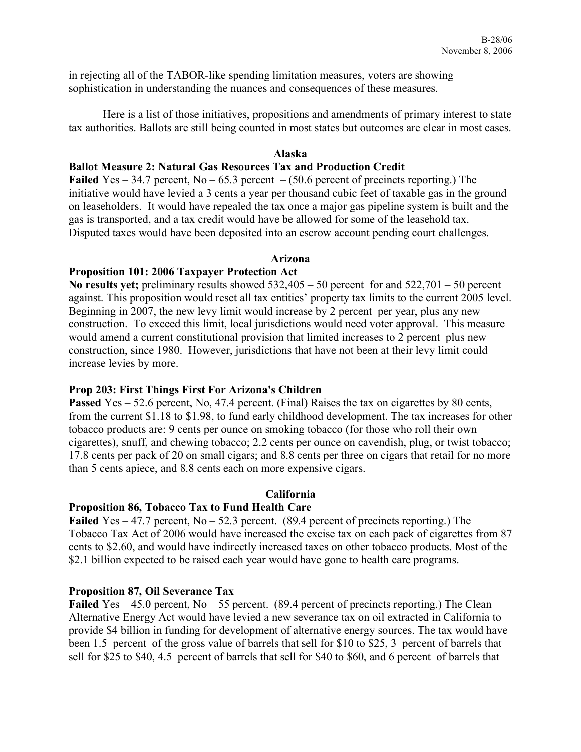in rejecting all of the TABOR-like spending limitation measures, voters are showing sophistication in understanding the nuances and consequences of these measures.

Here is a list of those initiatives, propositions and amendments of primary interest to state tax authorities. Ballots are still being counted in most states but outcomes are clear in most cases.

## Alaska

### Ballot Measure 2: Natural Gas Resources Tax and Production Credit

**Failed** Yes – 34.7 percent, No – 65.3 percent – (50.6 percent of precincts reporting.) The initiative would have levied a 3 cents a year per thousand cubic feet of taxable gas in the ground on leaseholders. It would have repealed the tax once a major gas pipeline system is built and the gas is transported, and a tax credit would have be allowed for some of the leasehold tax. Disputed taxes would have been deposited into an escrow account pending court challenges.

## Arizona

### Proposition 101: 2006 Taxpayer Protection Act

**No results yet;** preliminary results showed 532,405 – 50 percent for and 522,701 – 50 percent against. This proposition would reset all tax entities' property tax limits to the current 2005 level. Beginning in 2007, the new levy limit would increase by 2 percent per year, plus any new construction. To exceed this limit, local jurisdictions would need voter approval. This measure would amend a current constitutional provision that limited increases to 2 percent plus new construction, since 1980. However, jurisdictions that have not been at their levy limit could increase levies by more.

### Prop 203: First Things First For Arizona's Children

**Passed** Yes – 52.6 percent, No, 47.4 percent. (Final) Raises the tax on cigarettes by 80 cents, from the current $1.18 to $1.98, to fund early childhood development. The tax increases for other tobacco products are: 9 cents per ounce on smoking tobacco (for those who roll their own cigarettes), snuff, and chewing tobacco; 2.2 cents per ounce on cavendish, plug, or twist tobacco; 17.8 cents per pack of 20 on small cigars; and 8.8 cents per three on cigars that retail for no more than 5 cents apiece, and 8.8 cents each on more expensive cigars.

## California

### Proposition 86, Tobacco Tax to Fund Health Care

**Failed** Yes – 47.7 percent, No – 52.3 percent. (89.4 percent of precincts reporting.) The Tobacco Tax Act of 2006 would have increased the excise tax on each pack of cigarettes from 87 cents to $2.60, and would have indirectly increased taxes on other tobacco products. Most of the $2.1 billion expected to be raised each year would have gone to health care programs.

### Proposition 87, Oil Severance Tax

**Failed** Yes – 45.0 percent, No – 55 percent. (89.4 percent of precincts reporting.) The Clean Alternative Energy Act would have levied a new severance tax on oil extracted in California to provide $4 billion in funding for development of alternative energy sources. The tax would have been 1.5 percent of the gross value of barrels that sell for $10 to $25, 3 percent of barrels that sell for $25 to $40, 4.5 percent of barrels that sell for $40 to $60, and 6 percent of barrels that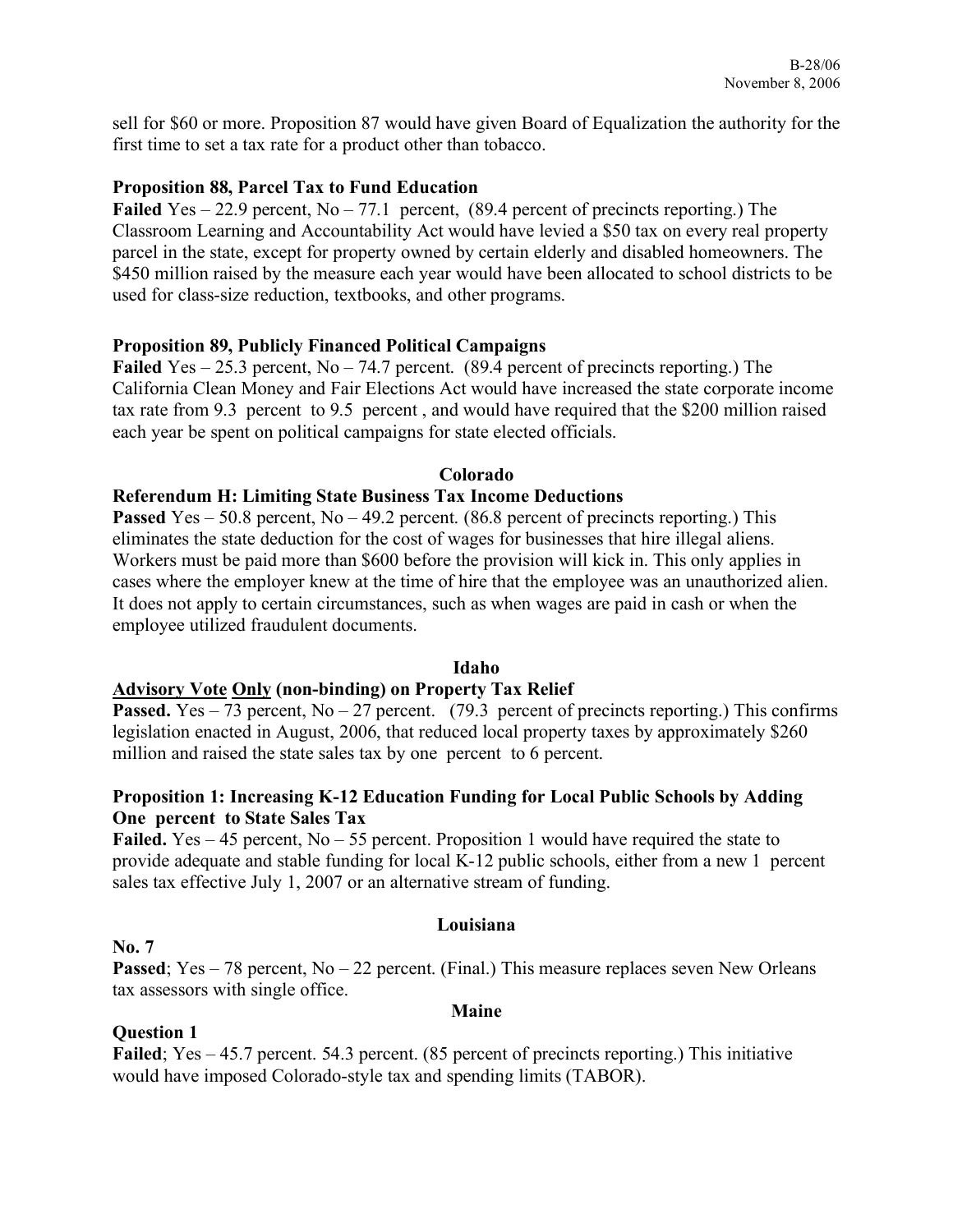sell for $60 or more. Proposition 87 would have given Board of Equalization the authority for the first time to set a tax rate for a product other than tobacco.

**Proposition 88, Parcel Tax to Fund Education**

**Failed** Yes – 22.9 percent, No – 77.1 percent, (89.4 percent of precincts reporting.) The Classroom Learning and Accountability Act would have levied a $50 tax on every real property parcel in the state, except for property owned by certain elderly and disabled homeowners. The $450 million raised by the measure each year would have been allocated to school districts to be used for class-size reduction, textbooks, and other programs.

**Proposition 89, Publicly Financed Political Campaigns**

**Failed** Yes – 25.3 percent, No – 74.7 percent. (89.4 percent of precincts reporting.) The California Clean Money and Fair Elections Act would have increased the state corporate income tax rate from 9.3 percent to 9.5 percent , and would have required that the $200 million raised each year be spent on political campaigns for state elected officials.

## Colorado

**Referendum H: Limiting State Business Tax Income Deductions**

**Passed** Yes – 50.8 percent, No – 49.2 percent. (86.8 percent of precincts reporting.) This eliminates the state deduction for the cost of wages for businesses that hire illegal aliens. Workers must be paid more than $600 before the provision will kick in. This only applies in cases where the employer knew at the time of hire that the employee was an unauthorized alien. It does not apply to certain circumstances, such as when wages are paid in cash or when the employee utilized fraudulent documents.

## Idaho

**Advisory Vote Only (non-binding) on Property Tax Relief**

**Passed.** Yes – 73 percent, No – 27 percent. (79.3 percent of precincts reporting.) This confirms legislation enacted in August, 2006, that reduced local property taxes by approximately $260 million and raised the state sales tax by one percent to 6 percent.

**Proposition 1: Increasing K-12 Education Funding for Local Public Schools by Adding One percent to State Sales Tax**

**Failed.** Yes – 45 percent, No – 55 percent. Proposition 1 would have required the state to provide adequate and stable funding for local K-12 public schools, either from a new 1 percent sales tax effective July 1, 2007 or an alternative stream of funding.

## Louisiana

**No. 7**

**Passed**; Yes – 78 percent, No – 22 percent. (Final.) This measure replaces seven New Orleans tax assessors with single office.

## Maine

**Question 1**

**Failed**; Yes – 45.7 percent. 54.3 percent. (85 percent of precincts reporting.) This initiative would have imposed Colorado-style tax and spending limits (TABOR).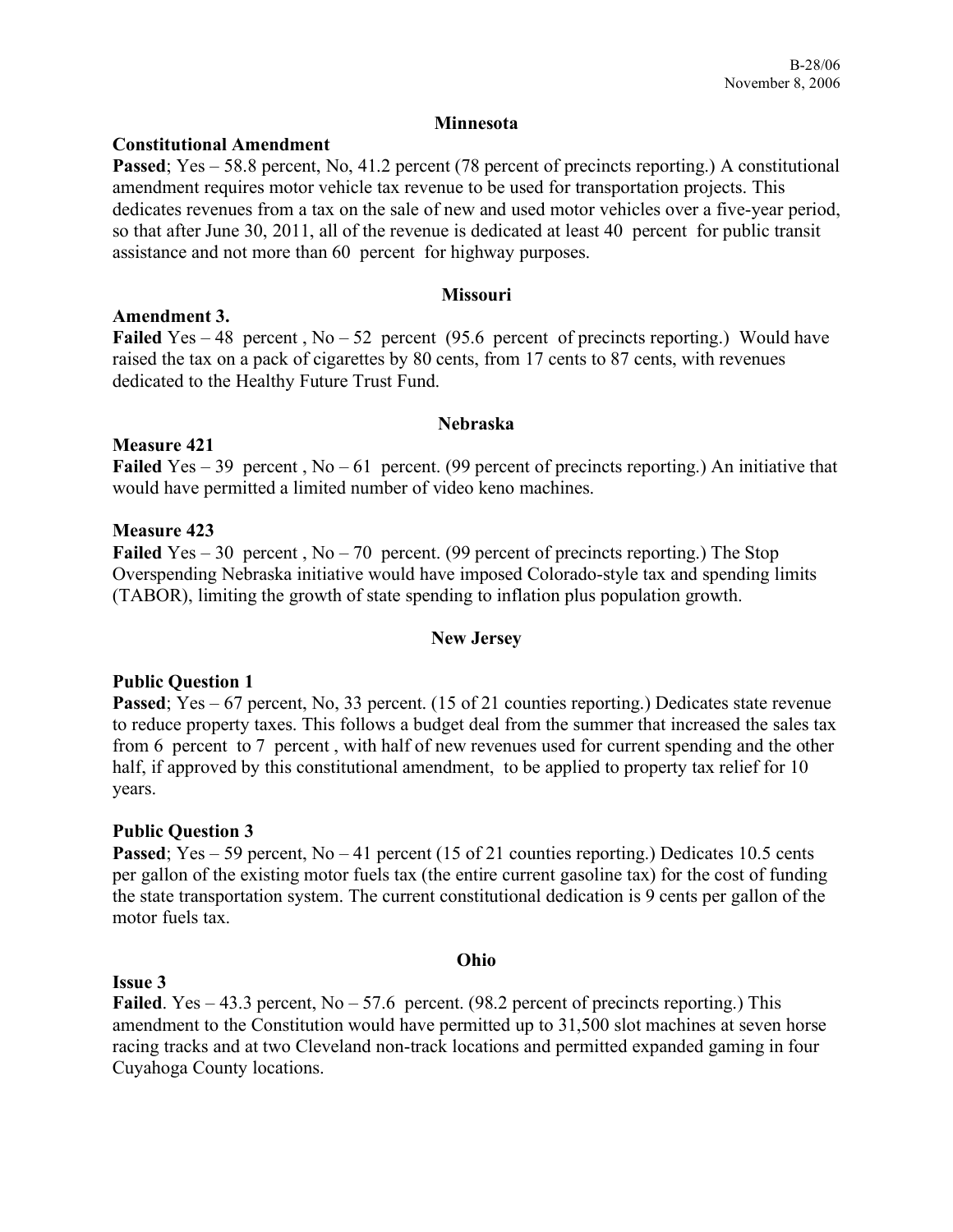## Minnesota

### Constitutional Amendment

**Passed**; Yes – 58.8 percent, No, 41.2 percent (78 percent of precincts reporting.) A constitutional amendment requires motor vehicle tax revenue to be used for transportation projects. This dedicates revenues from a tax on the sale of new and used motor vehicles over a five-year period, so that after June 30, 2011, all of the revenue is dedicated at least 40 percent for public transit assistance and not more than 60 percent for highway purposes.

## Missouri

### Amendment 3.

**Failed** Yes – 48 percent , No – 52 percent (95.6 percent of precincts reporting.) Would have raised the tax on a pack of cigarettes by 80 cents, from 17 cents to 87 cents, with revenues dedicated to the Healthy Future Trust Fund.

## Nebraska

### Measure 421

**Failed** Yes – 39 percent , No – 61 percent. (99 percent of precincts reporting.) An initiative that would have permitted a limited number of video keno machines.

### Measure 423

**Failed** Yes – 30 percent , No – 70 percent. (99 percent of precincts reporting.) The Stop Overspending Nebraska initiative would have imposed Colorado-style tax and spending limits (TABOR), limiting the growth of state spending to inflation plus population growth.

## New Jersey

### Public Question 1

**Passed**; Yes – 67 percent, No, 33 percent. (15 of 21 counties reporting.) Dedicates state revenue to reduce property taxes. This follows a budget deal from the summer that increased the sales tax from 6 percent to 7 percent , with half of new revenues used for current spending and the other half, if approved by this constitutional amendment, to be applied to property tax relief for 10 years.

### Public Question 3

**Passed**; Yes – 59 percent, No – 41 percent (15 of 21 counties reporting.) Dedicates 10.5 cents per gallon of the existing motor fuels tax (the entire current gasoline tax) for the cost of funding the state transportation system. The current constitutional dedication is 9 cents per gallon of the motor fuels tax.

## Ohio

### Issue 3

**Failed**. Yes – 43.3 percent, No – 57.6 percent. (98.2 percent of precincts reporting.) This amendment to the Constitution would have permitted up to 31,500 slot machines at seven horse racing tracks and at two Cleveland non-track locations and permitted expanded gaming in four Cuyahoga County locations.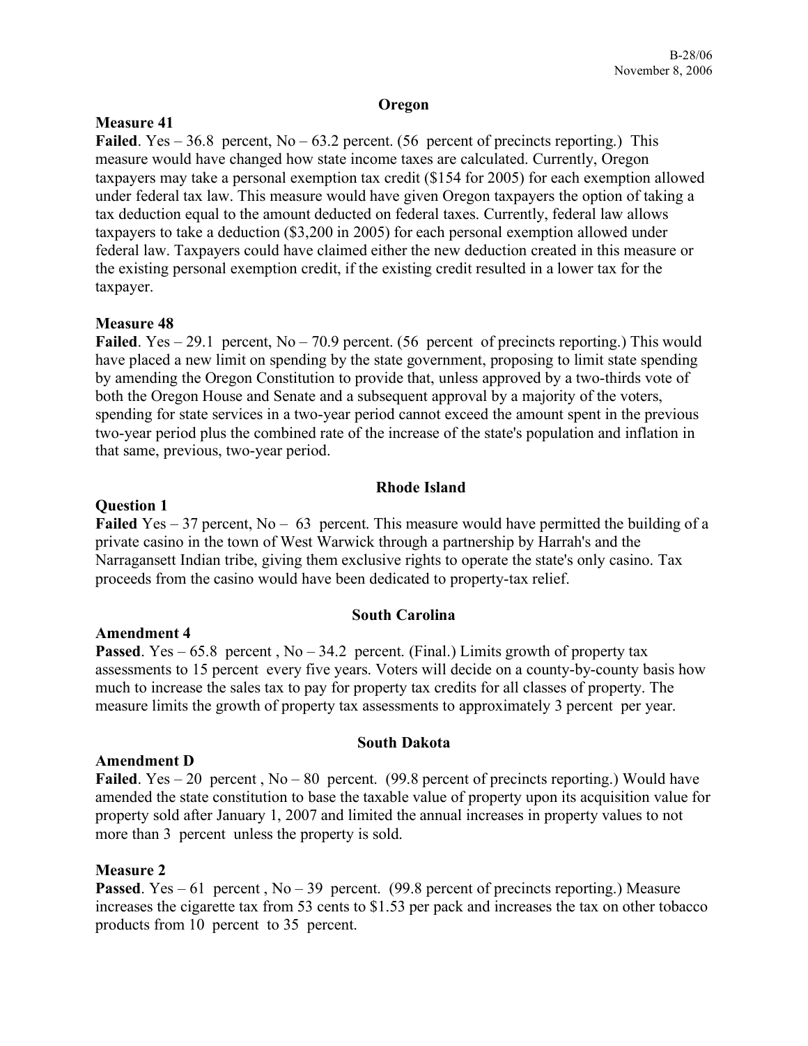## Oregon

**Measure 41**

**Failed**. Yes – 36.8 percent, No – 63.2 percent. (56 percent of precincts reporting.) This measure would have changed how state income taxes are calculated. Currently, Oregon taxpayers may take a personal exemption tax credit ($154 for 2005) for each exemption allowed under federal tax law. This measure would have given Oregon taxpayers the option of taking a tax deduction equal to the amount deducted on federal taxes. Currently, federal law allows taxpayers to take a deduction ($3,200 in 2005) for each personal exemption allowed under federal law. Taxpayers could have claimed either the new deduction created in this measure or the existing personal exemption credit, if the existing credit resulted in a lower tax for the taxpayer.

**Measure 48**

**Failed**. Yes – 29.1 percent, No – 70.9 percent. (56 percent of precincts reporting.) This would have placed a new limit on spending by the state government, proposing to limit state spending by amending the Oregon Constitution to provide that, unless approved by a two-thirds vote of both the Oregon House and Senate and a subsequent approval by a majority of the voters, spending for state services in a two-year period cannot exceed the amount spent in the previous two-year period plus the combined rate of the increase of the state's population and inflation in that same, previous, two-year period.

## Rhode Island

**Question 1**

**Failed** Yes – 37 percent, No – 63 percent. This measure would have permitted the building of a private casino in the town of West Warwick through a partnership by Harrah's and the Narragansett Indian tribe, giving them exclusive rights to operate the state's only casino. Tax proceeds from the casino would have been dedicated to property-tax relief.

## South Carolina

**Amendment 4**

**Passed**. Yes – 65.8 percent , No – 34.2 percent. (Final.) Limits growth of property tax assessments to 15 percent every five years. Voters will decide on a county-by-county basis how much to increase the sales tax to pay for property tax credits for all classes of property. The measure limits the growth of property tax assessments to approximately 3 percent per year.

## South Dakota

**Amendment D**

**Failed**. Yes – 20 percent , No – 80 percent. (99.8 percent of precincts reporting.) Would have amended the state constitution to base the taxable value of property upon its acquisition value for property sold after January 1, 2007 and limited the annual increases in property values to not more than 3 percent unless the property is sold.

**Measure 2**

**Passed**. Yes – 61 percent , No – 39 percent. (99.8 percent of precincts reporting.) Measure increases the cigarette tax from 53 cents to $1.53 per pack and increases the tax on other tobacco products from 10 percent to 35 percent.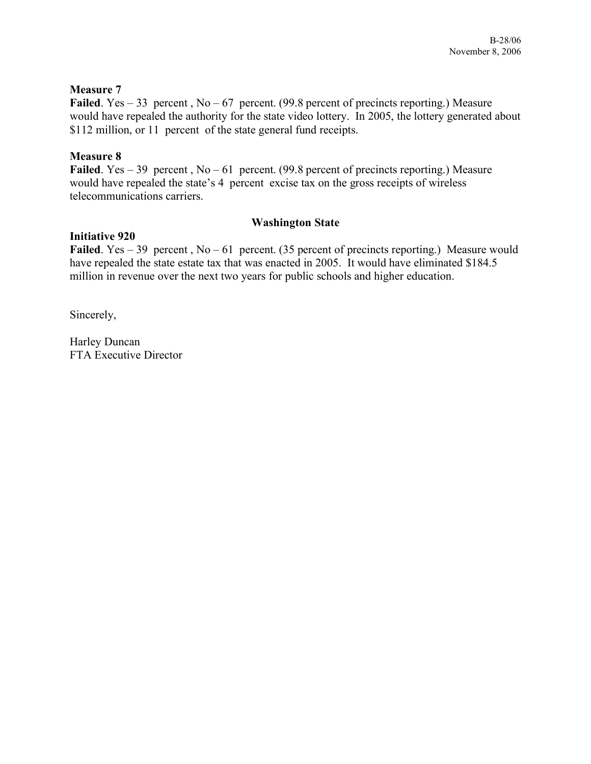**Measure 7**

**Failed**. Yes – 33 percent , No – 67 percent. (99.8 percent of precincts reporting.) Measure would have repealed the authority for the state video lottery. In 2005, the lottery generated about $112 million, or 11 percent of the state general fund receipts.

**Measure 8**

**Failed**. Yes – 39 percent , No – 61 percent. (99.8 percent of precincts reporting.) Measure would have repealed the state's 4 percent excise tax on the gross receipts of wireless telecommunications carriers.

## Washington State

**Initiative 920**

**Failed**. Yes – 39 percent , No – 61 percent. (35 percent of precincts reporting.) Measure would have repealed the state estate tax that was enacted in 2005. It would have eliminated $184.5 million in revenue over the next two years for public schools and higher education.

Sincerely,

Harley Duncan
FTA Executive Director